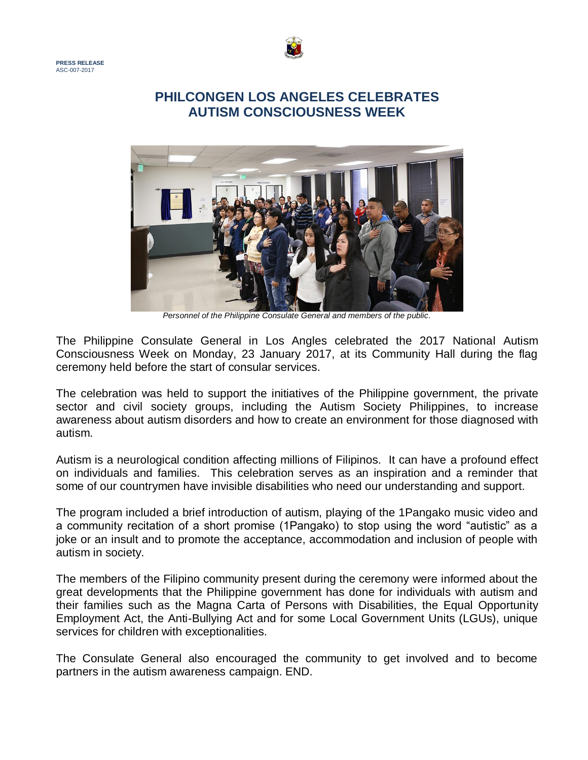**PRESS RELEASE**
ASC-007-2017

# PHILCONGEN LOS ANGELES CELEBRATES AUTISM CONSCIOUSNESS WEEK

*Personnel of the Philippine Consulate General and members of the public.*

The Philippine Consulate General in Los Angles celebrated the 2017 National Autism Consciousness Week on Monday, 23 January 2017, at its Community Hall during the flag ceremony held before the start of consular services.

The celebration was held to support the initiatives of the Philippine government, the private sector and civil society groups, including the Autism Society Philippines, to increase awareness about autism disorders and how to create an environment for those diagnosed with autism.

Autism is a neurological condition affecting millions of Filipinos. It can have a profound effect on individuals and families. This celebration serves as an inspiration and a reminder that some of our countrymen have invisible disabilities who need our understanding and support.

The program included a brief introduction of autism, playing of the 1Pangako music video and a community recitation of a short promise (1Pangako) to stop using the word "autistic" as a joke or an insult and to promote the acceptance, accommodation and inclusion of people with autism in society.

The members of the Filipino community present during the ceremony were informed about the great developments that the Philippine government has done for individuals with autism and their families such as the Magna Carta of Persons with Disabilities, the Equal Opportunity Employment Act, the Anti-Bullying Act and for some Local Government Units (LGUs), unique services for children with exceptionalities.

The Consulate General also encouraged the community to get involved and to become partners in the autism awareness campaign. END.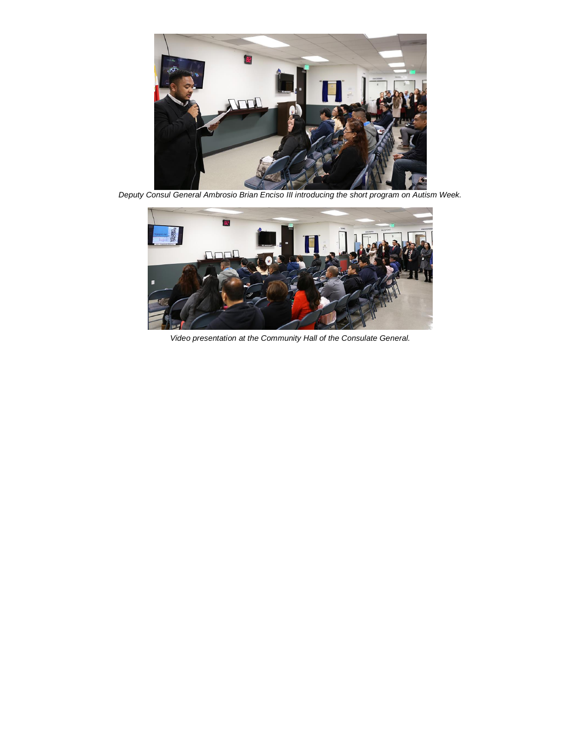*Deputy Consul General Ambrosio Brian Enciso III introducing the short program on Autism Week.*

*Video presentation at the Community Hall of the Consulate General.*